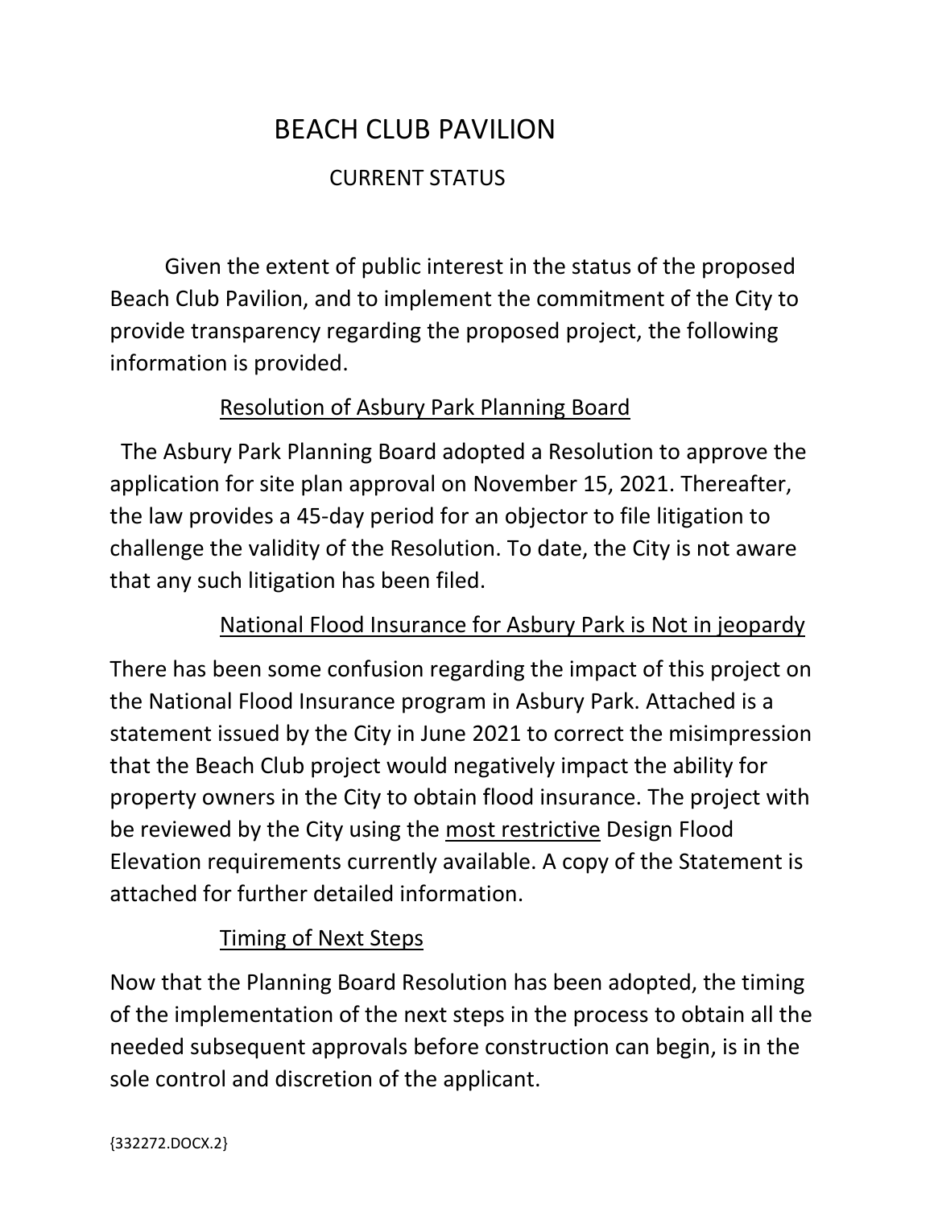# BEACH CLUB PAVILION

## CURRENT STATUS

Given the extent of public interest in the status of the proposed Beach Club Pavilion, and to implement the commitment of the City to provide transparency regarding the proposed project, the following information is provided.

### Resolution of Asbury Park Planning Board

The Asbury Park Planning Board adopted a Resolution to approve the application for site plan approval on November 15, 2021. Thereafter, the law provides a 45-day period for an objector to file litigation to challenge the validity of the Resolution. To date, the City is not aware that any such litigation has been filed.

### National Flood Insurance for Asbury Park is Not in jeopardy

There has been some confusion regarding the impact of this project on the National Flood Insurance program in Asbury Park. Attached is a statement issued by the City in June 2021 to correct the misimpression that the Beach Club project would negatively impact the ability for property owners in the City to obtain flood insurance. The project with be reviewed by the City using the most restrictive Design Flood Elevation requirements currently available. A copy of the Statement is attached for further detailed information.

### Timing of Next Steps

Now that the Planning Board Resolution has been adopted, the timing of the implementation of the next steps in the process to obtain all the needed subsequent approvals before construction can begin, is in the sole control and discretion of the applicant.

{332272.DOCX.2}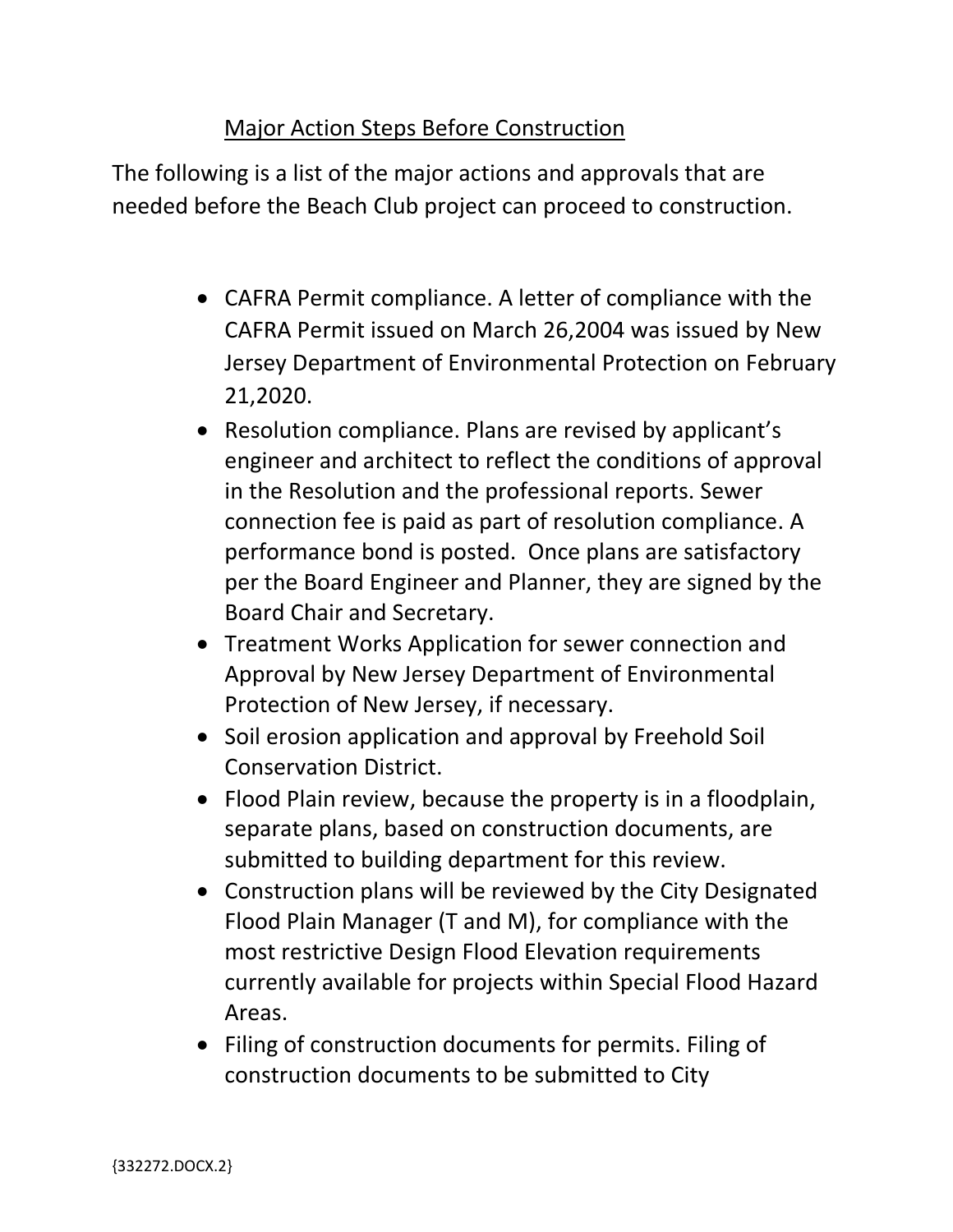## Major Action Steps Before Construction

The following is a list of the major actions and approvals that are needed before the Beach Club project can proceed to construction.

- CAFRA Permit compliance. A letter of compliance with the CAFRA Permit issued on March 26,2004 was issued by New Jersey Department of Environmental Protection on February 21,2020.
- Resolution compliance. Plans are revised by applicant's engineer and architect to reflect the conditions of approval in the Resolution and the professional reports. Sewer connection fee is paid as part of resolution compliance. A performance bond is posted. Once plans are satisfactory per the Board Engineer and Planner, they are signed by the Board Chair and Secretary.
- Treatment Works Application for sewer connection and Approval by New Jersey Department of Environmental Protection of New Jersey, if necessary.
- Soil erosion application and approval by Freehold Soil Conservation District.
- Flood Plain review, because the property is in a floodplain, separate plans, based on construction documents, are submitted to building department for this review.
- Construction plans will be reviewed by the City Designated Flood Plain Manager (T and M), for compliance with the most restrictive Design Flood Elevation requirements currently available for projects within Special Flood Hazard Areas.
- Filing of construction documents for permits. Filing of construction documents to be submitted to City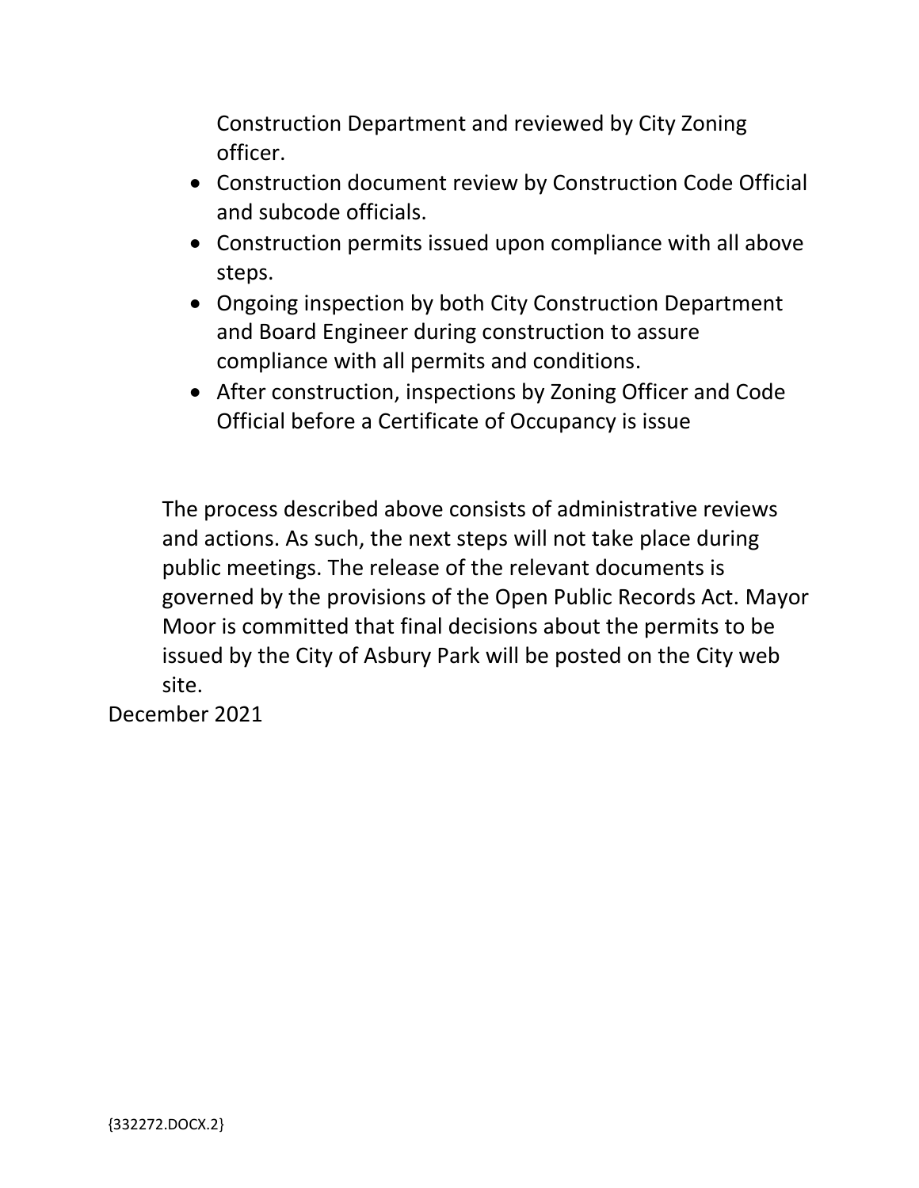Construction Department and reviewed by City Zoning officer.

- Construction document review by Construction Code Official and subcode officials.
- Construction permits issued upon compliance with all above steps.
- Ongoing inspection by both City Construction Department and Board Engineer during construction to assure compliance with all permits and conditions.
- After construction, inspections by Zoning Officer and Code Official before a Certificate of Occupancy is issue

The process described above consists of administrative reviews and actions. As such, the next steps will not take place during public meetings. The release of the relevant documents is governed by the provisions of the Open Public Records Act. Mayor Moor is committed that final decisions about the permits to be issued by the City of Asbury Park will be posted on the City web site.

December 2021

{332272.DOCX.2}